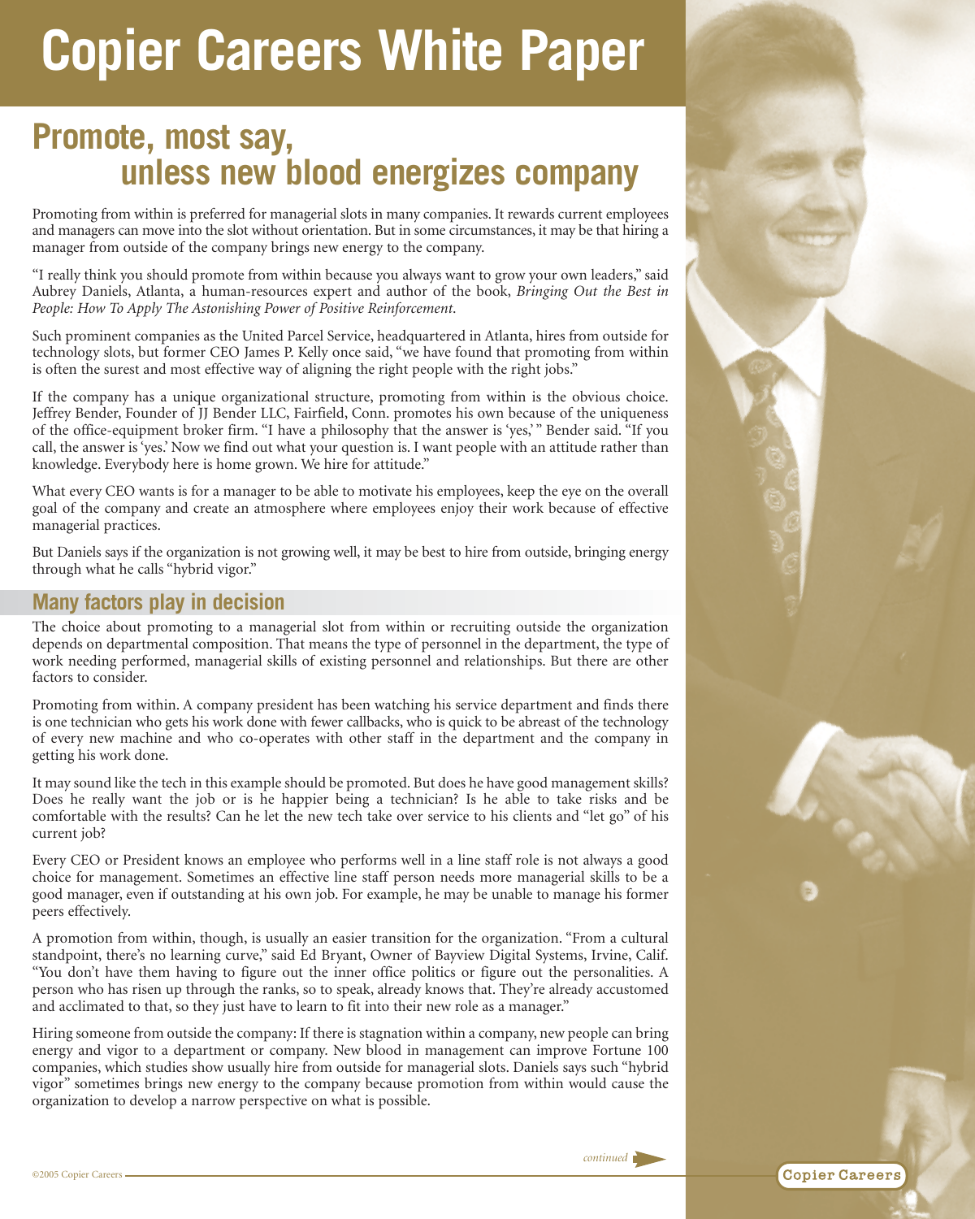# Copier Careers White Paper

## Promote, most say, unless new blood energizes company

Promoting from within is preferred for managerial slots in many companies. It rewards current employees and managers can move into the slot without orientation. But in some circumstances, it may be that hiring a manager from outside of the company brings new energy to the company.

"I really think you should promote from within because you always want to grow your own leaders," said Aubrey Daniels, Atlanta, a human-resources expert and author of the book, *Bringing Out the Best in People: How To Apply The Astonishing Power of Positive Reinforcement.*

Such prominent companies as the United Parcel Service, headquartered in Atlanta, hires from outside for technology slots, but former CEO James P. Kelly once said, "we have found that promoting from within is often the surest and most effective way of aligning the right people with the right jobs."

If the company has a unique organizational structure, promoting from within is the obvious choice. Jeffrey Bender, Founder of JJ Bender LLC, Fairfield, Conn. promotes his own because of the uniqueness of the office-equipment broker firm. "I have a philosophy that the answer is 'yes,'" Bender said. "If you call, the answer is 'yes.' Now we find out what your question is. I want people with an attitude rather than knowledge. Everybody here is home grown. We hire for attitude."

What every CEO wants is for a manager to be able to motivate his employees, keep the eye on the overall goal of the company and create an atmosphere where employees enjoy their work because of effective managerial practices.

But Daniels says if the organization is not growing well, it may be best to hire from outside, bringing energy through what he calls "hybrid vigor."

### Many factors play in decision

The choice about promoting to a managerial slot from within or recruiting outside the organization depends on departmental composition. That means the type of personnel in the department, the type of work needing performed, managerial skills of existing personnel and relationships. But there are other factors to consider.

Promoting from within. A company president has been watching his service department and finds there is one technician who gets his work done with fewer callbacks, who is quick to be abreast of the technology of every new machine and who co-operates with other staff in the department and the company in getting his work done.

It may sound like the tech in this example should be promoted. But does he have good management skills? Does he really want the job or is he happier being a technician? Is he able to take risks and be comfortable with the results? Can he let the new tech take over service to his clients and "let go" of his current job?

Every CEO or President knows an employee who performs well in a line staff role is not always a good choice for management. Sometimes an effective line staff person needs more managerial skills to be a good manager, even if outstanding at his own job. For example, he may be unable to manage his former peers effectively.

A promotion from within, though, is usually an easier transition for the organization. "From a cultural standpoint, there's no learning curve," said Ed Bryant, Owner of Bayview Digital Systems, Irvine, Calif. "You don't have them having to figure out the inner office politics or figure out the personalities. A person who has risen up through the ranks, so to speak, already knows that. They're already accustomed and acclimated to that, so they just have to learn to fit into their new role as a manager."

Hiring someone from outside the company: If there is stagnation within a company, new people can bring energy and vigor to a department or company. New blood in management can improve Fortune 100 companies, which studies show usually hire from outside for managerial slots. Daniels says such "hybrid vigor" sometimes brings new energy to the company because promotion from within would cause the organization to develop a narrow perspective on what is possible.

*continued*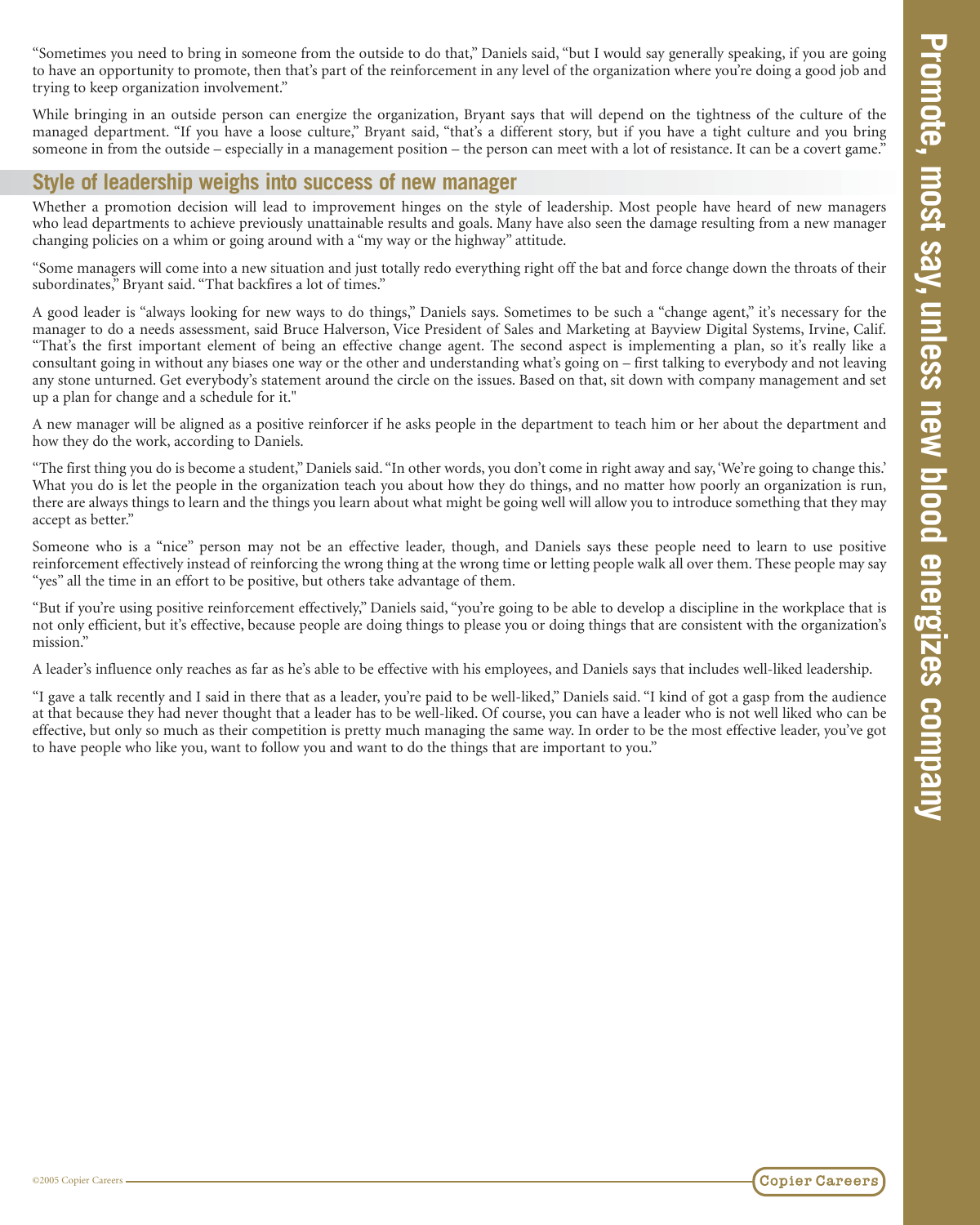"Sometimes you need to bring in someone from the outside to do that," Daniels said, "but I would say generally speaking, if you are going to have an opportunity to promote, then that's part of the reinforcement in any level of the organization where you're doing a good job and trying to keep organization involvement."

While bringing in an outside person can energize the organization, Bryant says that will depend on the tightness of the culture of the managed department. "If you have a loose culture," Bryant said, "that's a different story, but if you have a tight culture and you bring someone in from the outside – especially in a management position – the person can meet with a lot of resistance. It can be a covert game."

## Style of leadership weighs into success of new manager

Whether a promotion decision will lead to improvement hinges on the style of leadership. Most people have heard of new managers who lead departments to achieve previously unattainable results and goals. Many have also seen the damage resulting from a new manager changing policies on a whim or going around with a "my way or the highway" attitude.

"Some managers will come into a new situation and just totally redo everything right off the bat and force change down the throats of their subordinates," Bryant said. "That backfires a lot of times."

A good leader is "always looking for new ways to do things," Daniels says. Sometimes to be such a "change agent," it's necessary for the manager to do a needs assessment, said Bruce Halverson, Vice President of Sales and Marketing at Bayview Digital Systems, Irvine, Calif. "That's the first important element of being an effective change agent. The second aspect is implementing a plan, so it's really like a consultant going in without any biases one way or the other and understanding what's going on – first talking to everybody and not leaving any stone unturned. Get everybody's statement around the circle on the issues. Based on that, sit down with company management and set up a plan for change and a schedule for it."

A new manager will be aligned as a positive reinforcer if he asks people in the department to teach him or her about the department and how they do the work, according to Daniels.

"The first thing you do is become a student," Daniels said. "In other words, you don't come in right away and say, 'We're going to change this.' What you do is let the people in the organization teach you about how they do things, and no matter how poorly an organization is run, there are always things to learn and the things you learn about what might be going well will allow you to introduce something that they may accept as better."

Someone who is a "nice" person may not be an effective leader, though, and Daniels says these people need to learn to use positive reinforcement effectively instead of reinforcing the wrong thing at the wrong time or letting people walk all over them. These people may say "yes" all the time in an effort to be positive, but others take advantage of them.

"But if you're using positive reinforcement effectively," Daniels said, "you're going to be able to develop a discipline in the workplace that is not only efficient, but it's effective, because people are doing things to please you or doing things that are consistent with the organization's mission."

A leader's influence only reaches as far as he's able to be effective with his employees, and Daniels says that includes well-liked leadership.

"I gave a talk recently and I said in there that as a leader, you're paid to be well-liked," Daniels said. "I kind of got a gasp from the audience at that because they had never thought that a leader has to be well-liked. Of course, you can have a leader who is not well liked who can be effective, but only so much as their competition is pretty much managing the same way. In order to be the most effective leader, you've got to have people who like you, want to follow you and want to do the things that are important to you."

©2005 Copier Careers